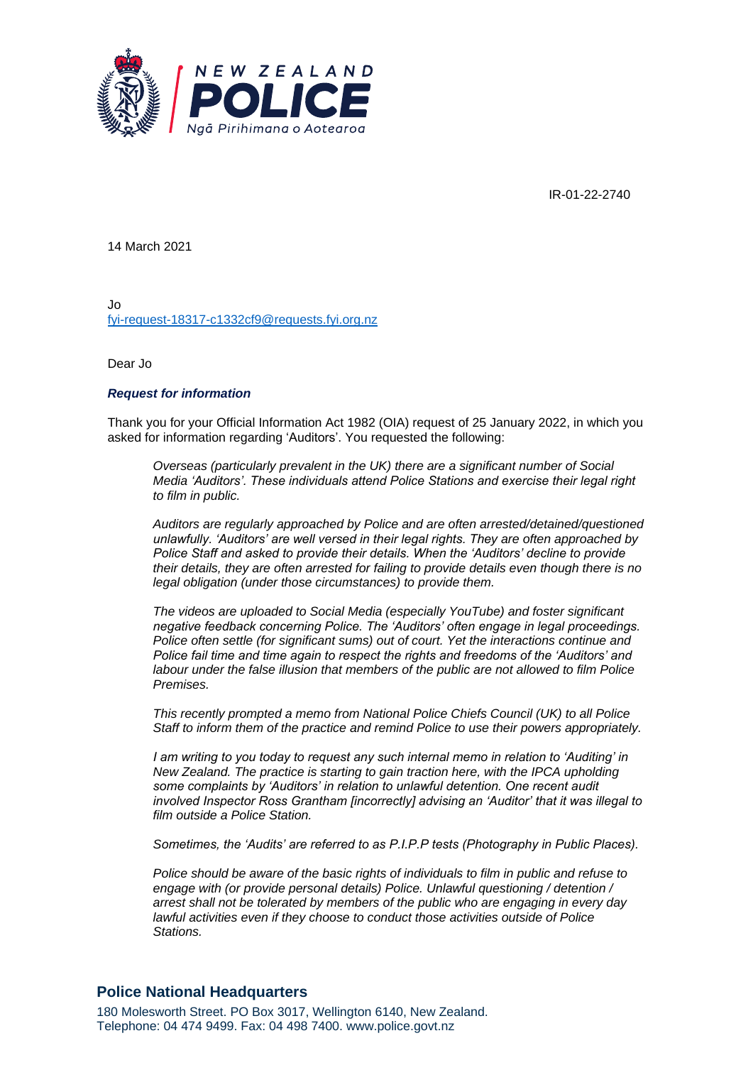IR-01-22-2740

14 March 2021

Jo
fyi-request-18317-c1332cf9@requests.fyi.org.nz

Dear Jo

***Request for information***

Thank you for your Official Information Act 1982 (OIA) request of 25 January 2022, in which you asked for information regarding 'Auditors'. You requested the following:

> *Overseas (particularly prevalent in the UK) there are a significant number of Social Media 'Auditors'. These individuals attend Police Stations and exercise their legal right to film in public.*
>
> *Auditors are regularly approached by Police and are often arrested/detained/questioned unlawfully. 'Auditors' are well versed in their legal rights. They are often approached by Police Staff and asked to provide their details. When the 'Auditors' decline to provide their details, they are often arrested for failing to provide details even though there is no legal obligation (under those circumstances) to provide them.*
>
> *The videos are uploaded to Social Media (especially YouTube) and foster significant negative feedback concerning Police. The 'Auditors' often engage in legal proceedings. Police often settle (for significant sums) out of court. Yet the interactions continue and Police fail time and time again to respect the rights and freedoms of the 'Auditors' and labour under the false illusion that members of the public are not allowed to film Police Premises.*
>
> *This recently prompted a memo from National Police Chiefs Council (UK) to all Police Staff to inform them of the practice and remind Police to use their powers appropriately.*
>
> *I am writing to you today to request any such internal memo in relation to 'Auditing' in New Zealand. The practice is starting to gain traction here, with the IPCA upholding some complaints by 'Auditors' in relation to unlawful detention. One recent audit involved Inspector Ross Grantham [incorrectly] advising an 'Auditor' that it was illegal to film outside a Police Station.*
>
> *Sometimes, the 'Audits' are referred to as P.I.P.P tests (Photography in Public Places).*
>
> *Police should be aware of the basic rights of individuals to film in public and refuse to engage with (or provide personal details) Police. Unlawful questioning / detention / arrest shall not be tolerated by members of the public who are engaging in every day lawful activities even if they choose to conduct those activities outside of Police Stations.*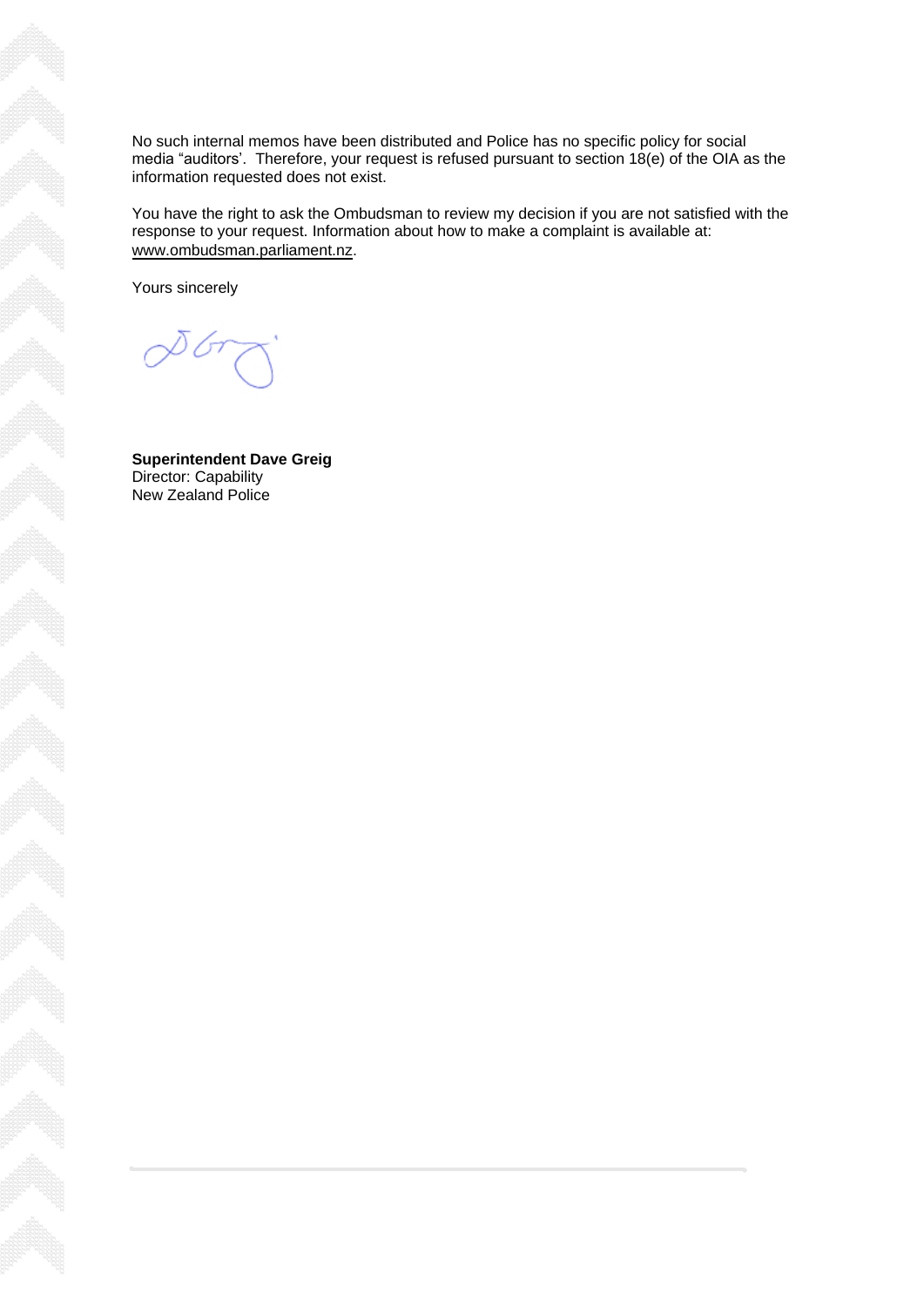No such internal memos have been distributed and Police has no specific policy for social media "auditors'. Therefore, your request is refused pursuant to section 18(e) of the OIA as the information requested does not exist.

You have the right to ask the Ombudsman to review my decision if you are not satisfied with the response to your request. Information about how to make a complaint is available at: www.ombudsman.parliament.nz.

Yours sincerely

**Superintendent Dave Greig**
Director: Capability
New Zealand Police